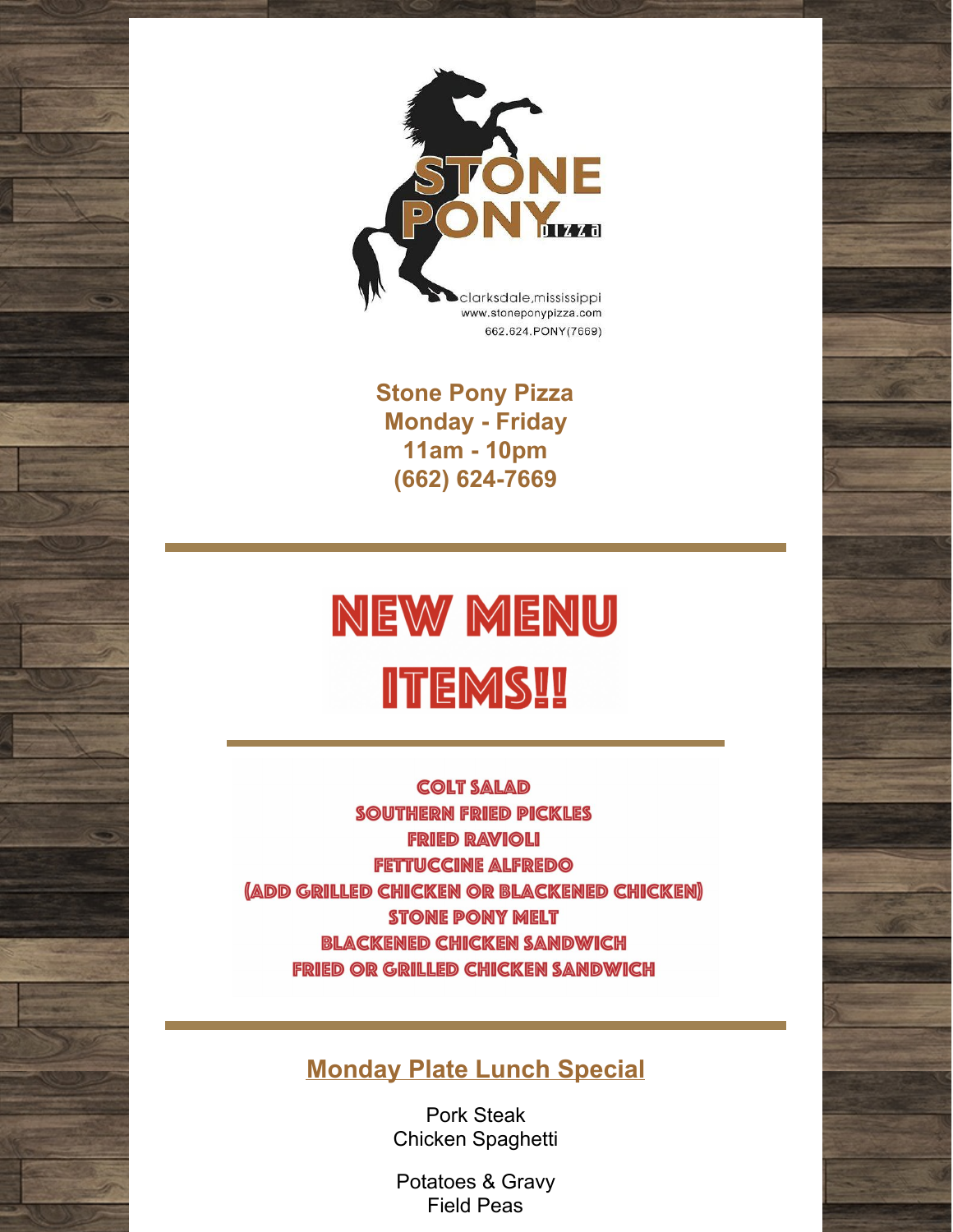STONE PONY pizza

clarksdale,mississippi
www.stoneponypizza.com
662.624.PONY(7669)

**Stone Pony Pizza**
**Monday - Friday**
**11am - 10pm**
**(662) 624-7669**

---

# NEW MENU ITEMS!!

---

**COLT SALAD**
**SOUTHERN FRIED PICKLES**
**FRIED RAVIOLI**
**FETTUCCINE ALFREDO**
**(ADD GRILLED CHICKEN OR BLACKENED CHICKEN)**
**STONE PONY MELT**
**BLACKENED CHICKEN SANDWICH**
**FRIED OR GRILLED CHICKEN SANDWICH**

---

## Monday Plate Lunch Special

Pork Steak
Chicken Spaghetti

Potatoes & Gravy
Field Peas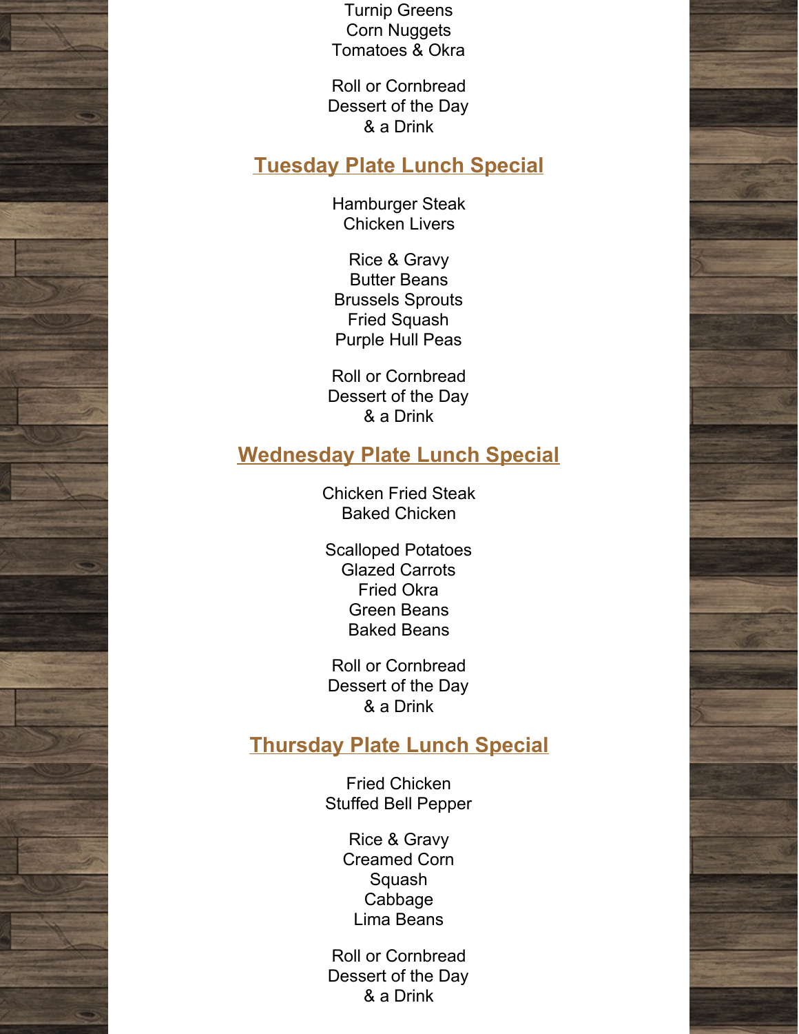Turnip Greens
Corn Nuggets
Tomatoes & Okra

Roll or Cornbread
Dessert of the Day
& a Drink

## Tuesday Plate Lunch Special

Hamburger Steak
Chicken Livers

Rice & Gravy
Butter Beans
Brussels Sprouts
Fried Squash
Purple Hull Peas

Roll or Cornbread
Dessert of the Day
& a Drink

## Wednesday Plate Lunch Special

Chicken Fried Steak
Baked Chicken

Scalloped Potatoes
Glazed Carrots
Fried Okra
Green Beans
Baked Beans

Roll or Cornbread
Dessert of the Day
& a Drink

## Thursday Plate Lunch Special

Fried Chicken
Stuffed Bell Pepper

Rice & Gravy
Creamed Corn
Squash
Cabbage
Lima Beans

Roll or Cornbread
Dessert of the Day
& a Drink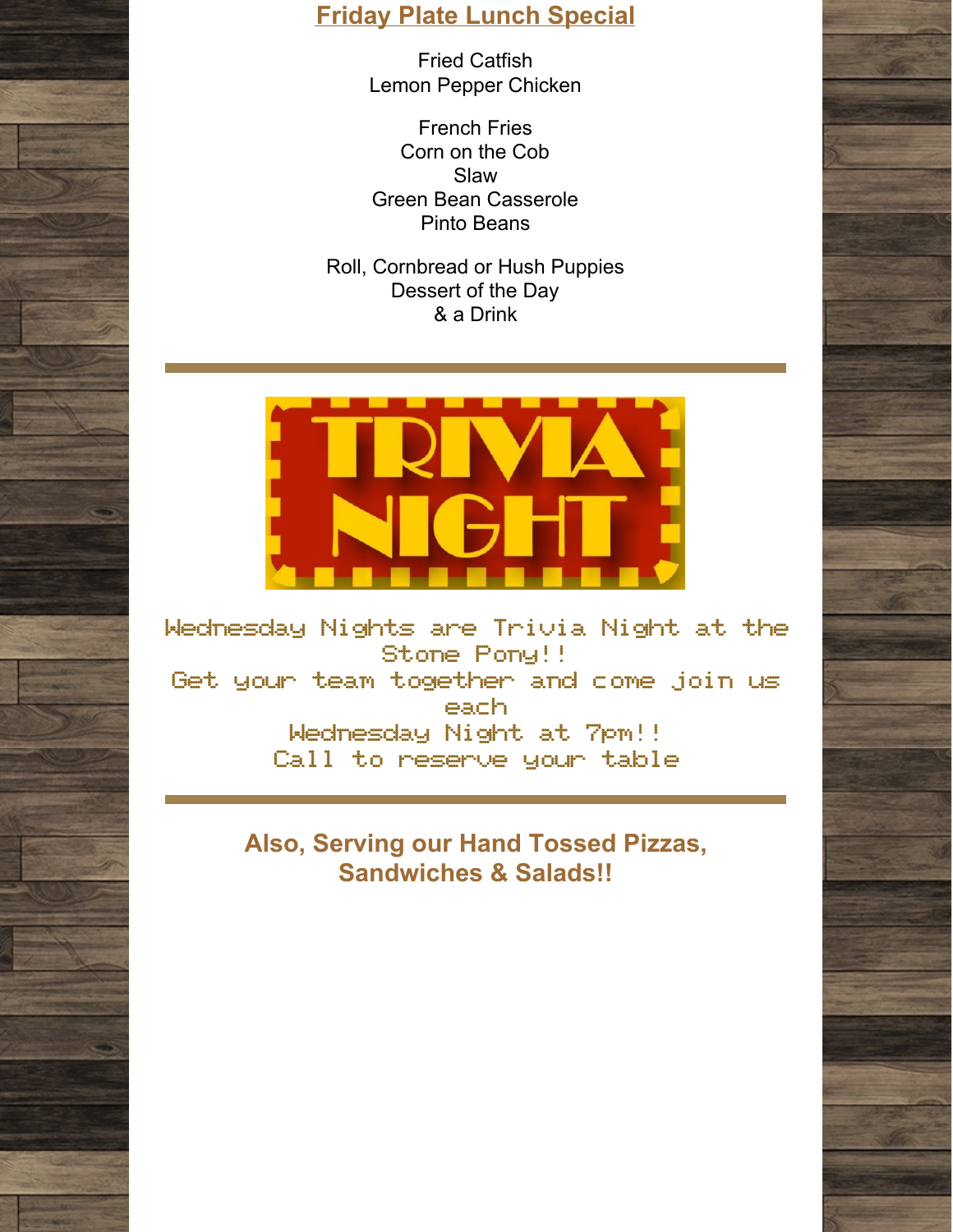## Friday Plate Lunch Special

Fried Catfish
Lemon Pepper Chicken

French Fries
Corn on the Cob
Slaw
Green Bean Casserole
Pinto Beans

Roll, Cornbread or Hush Puppies
Dessert of the Day
& a Drink

---

TRIVIA NIGHT

Wednesday Nights are Trivia Night at the Stone Pony!!
Get your team together and come join us each
Wednesday Night at 7pm!!
Call to reserve your table

---

**Also, Serving our Hand Tossed Pizzas, Sandwiches & Salads!!**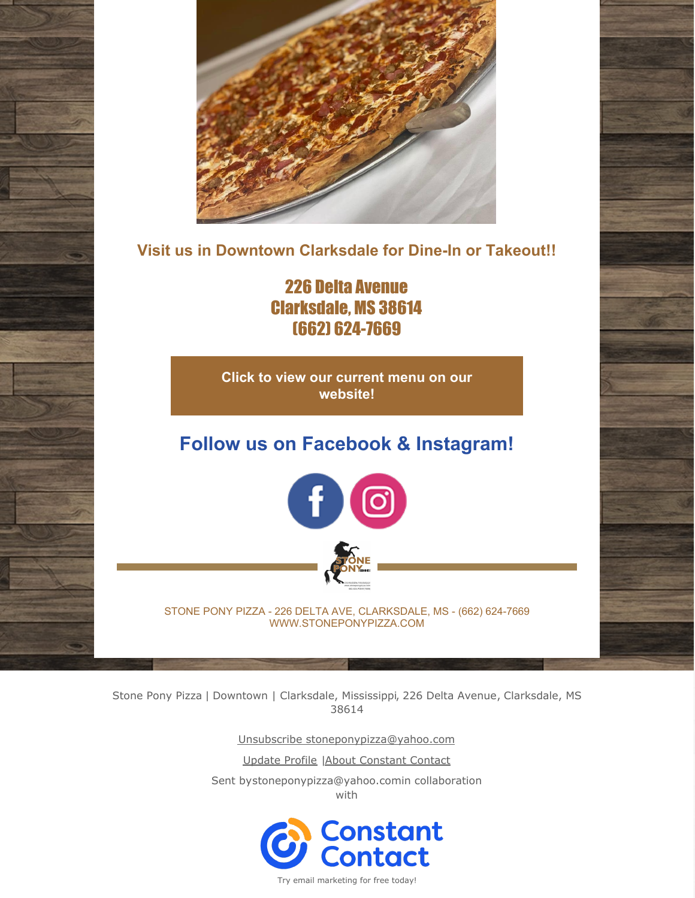**Visit us in Downtown Clarksdale for Dine-In or Takeout!!**

**226 Delta Avenue**
**Clarksdale, MS 38614**
**(662) 624-7669**

**Click to view our current menu on our website!**

## Follow us on Facebook & Instagram!

STONE PONY PIZZA - 226 DELTA AVE, CLARKSDALE, MS - (662) 624-7669
WWW.STONEPONYPIZZA.COM

Stone Pony Pizza | Downtown | Clarksdale, Mississippi, 226 Delta Avenue, Clarksdale, MS 38614

Unsubscribe stoneponypizza@yahoo.com

Update Profile |About Constant Contact

Sent bystoneponypizza@yahoo.comin collaboration with

Constant Contact

Try email marketing for free today!